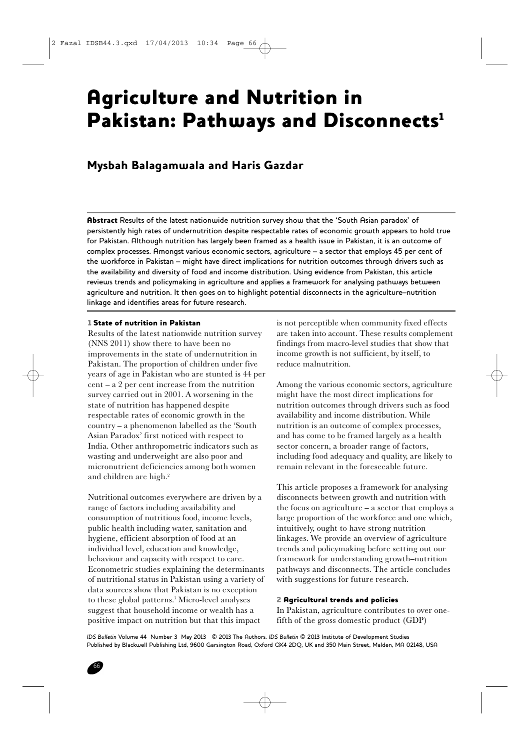# Agriculture and Nutrition in Pakistan: Pathways and Disconnects[1]

## Mysbah Balagamwala and Haris Gazdar

**Abstract** Results of the latest nationwide nutrition survey show that the 'South Asian paradox' of persistently high rates of undernutrition despite respectable rates of economic growth appears to hold true for Pakistan. Although nutrition has largely been framed as a health issue in Pakistan, it is an outcome of complex processes. Amongst various economic sectors, agriculture – a sector that employs 45 per cent of the workforce in Pakistan – might have direct implications for nutrition outcomes through drivers such as the availability and diversity of food and income distribution. Using evidence from Pakistan, this article reviews trends and policymaking in agriculture and applies a framework for analysing pathways between agriculture and nutrition. It then goes on to highlight potential disconnects in the agriculture–nutrition linkage and identifies areas for future research.

### 1 State of nutrition in Pakistan

Results of the latest nationwide nutrition survey (NNS 2011) show there to have been no improvements in the state of undernutrition in Pakistan. The proportion of children under five years of age in Pakistan who are stunted is 44 per cent – a 2 per cent increase from the nutrition survey carried out in 2001. A worsening in the state of nutrition has happened despite respectable rates of economic growth in the country – a phenomenon labelled as the 'South Asian Paradox' first noticed with respect to India. Other anthropometric indicators such as wasting and underweight are also poor and micronutrient deficiencies among both women and children are high.[2]

Nutritional outcomes everywhere are driven by a range of factors including availability and consumption of nutritious food, income levels, public health including water, sanitation and hygiene, efficient absorption of food at an individual level, education and knowledge, behaviour and capacity with respect to care. Econometric studies explaining the determinants of nutritional status in Pakistan using a variety of data sources show that Pakistan is no exception to these global patterns.[3] Micro-level analyses suggest that household income or wealth has a positive impact on nutrition but that this impact is not perceptible when community fixed effects are taken into account. These results complement findings from macro-level studies that show that income growth is not sufficient, by itself, to reduce malnutrition.

Among the various economic sectors, agriculture might have the most direct implications for nutrition outcomes through drivers such as food availability and income distribution. While nutrition is an outcome of complex processes, and has come to be framed largely as a health sector concern, a broader range of factors, including food adequacy and quality, are likely to remain relevant in the foreseeable future.

This article proposes a framework for analysing disconnects between growth and nutrition with the focus on agriculture – a sector that employs a large proportion of the workforce and one which, intuitively, ought to have strong nutrition linkages. We provide an overview of agriculture trends and policymaking before setting out our framework for understanding growth–nutrition pathways and disconnects. The article concludes with suggestions for future research.

### 2 Agricultural trends and policies

In Pakistan, agriculture contributes to over one-fifth of the gross domestic product (GDP)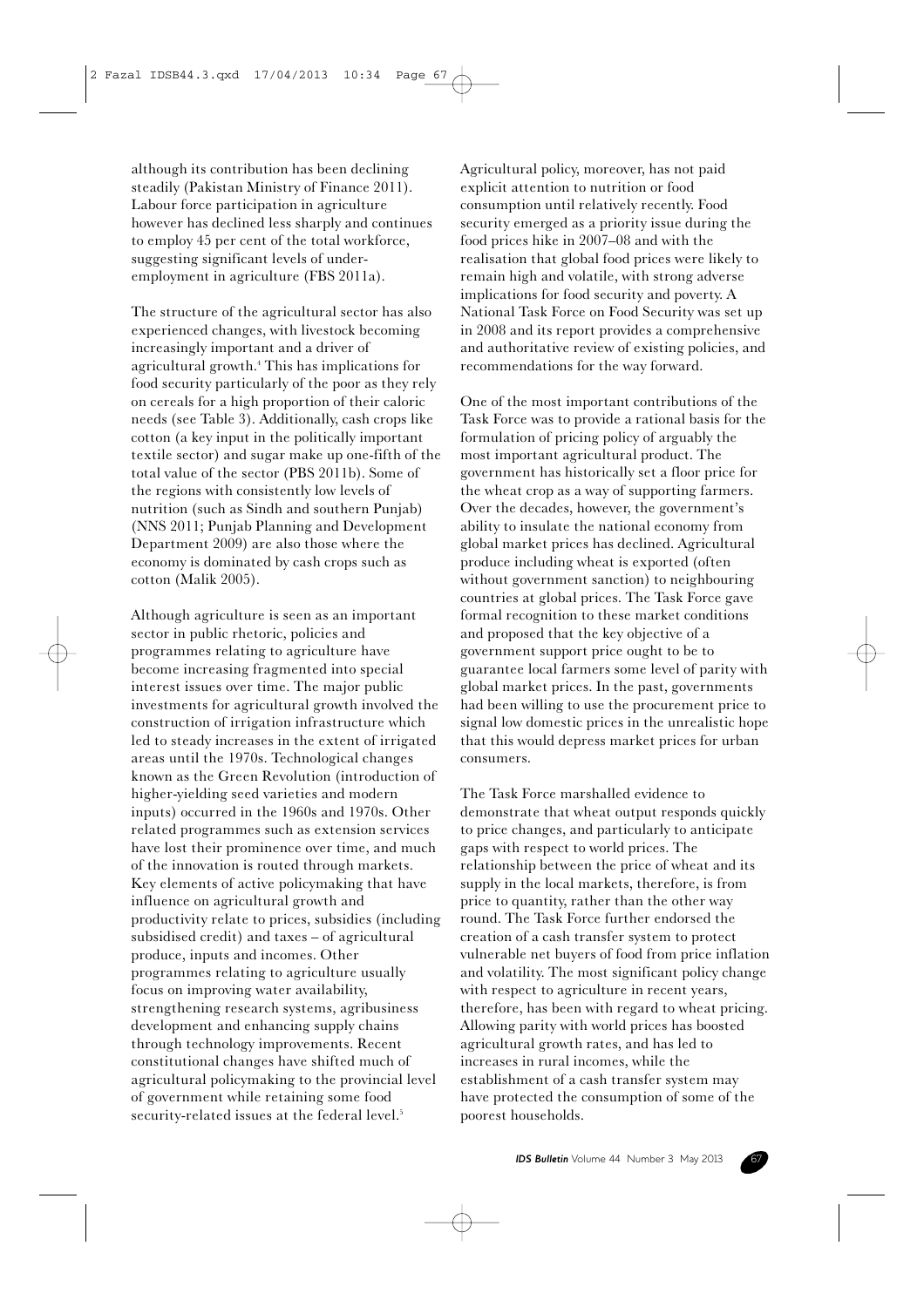although its contribution has been declining steadily (Pakistan Ministry of Finance 2011). Labour force participation in agriculture however has declined less sharply and continues to employ 45 per cent of the total workforce, suggesting significant levels of under-employment in agriculture (FBS 2011a).

The structure of the agricultural sector has also experienced changes, with livestock becoming increasingly important and a driver of agricultural growth.[4] This has implications for food security particularly of the poor as they rely on cereals for a high proportion of their caloric needs (see Table 3). Additionally, cash crops like cotton (a key input in the politically important textile sector) and sugar make up one-fifth of the total value of the sector (PBS 2011b). Some of the regions with consistently low levels of nutrition (such as Sindh and southern Punjab) (NNS 2011; Punjab Planning and Development Department 2009) are also those where the economy is dominated by cash crops such as cotton (Malik 2005).

Although agriculture is seen as an important sector in public rhetoric, policies and programmes relating to agriculture have become increasing fragmented into special interest issues over time. The major public investments for agricultural growth involved the construction of irrigation infrastructure which led to steady increases in the extent of irrigated areas until the 1970s. Technological changes known as the Green Revolution (introduction of higher-yielding seed varieties and modern inputs) occurred in the 1960s and 1970s. Other related programmes such as extension services have lost their prominence over time, and much of the innovation is routed through markets. Key elements of active policymaking that have influence on agricultural growth and productivity relate to prices, subsidies (including subsidised credit) and taxes – of agricultural produce, inputs and incomes. Other programmes relating to agriculture usually focus on improving water availability, strengthening research systems, agribusiness development and enhancing supply chains through technology improvements. Recent constitutional changes have shifted much of agricultural policymaking to the provincial level of government while retaining some food security-related issues at the federal level.[5]

Agricultural policy, moreover, has not paid explicit attention to nutrition or food consumption until relatively recently. Food security emerged as a priority issue during the food prices hike in 2007–08 and with the realisation that global food prices were likely to remain high and volatile, with strong adverse implications for food security and poverty. A National Task Force on Food Security was set up in 2008 and its report provides a comprehensive and authoritative review of existing policies, and recommendations for the way forward.

One of the most important contributions of the Task Force was to provide a rational basis for the formulation of pricing policy of arguably the most important agricultural product. The government has historically set a floor price for the wheat crop as a way of supporting farmers. Over the decades, however, the government's ability to insulate the national economy from global market prices has declined. Agricultural produce including wheat is exported (often without government sanction) to neighbouring countries at global prices. The Task Force gave formal recognition to these market conditions and proposed that the key objective of a government support price ought to be to guarantee local farmers some level of parity with global market prices. In the past, governments had been willing to use the procurement price to signal low domestic prices in the unrealistic hope that this would depress market prices for urban consumers.

The Task Force marshalled evidence to demonstrate that wheat output responds quickly to price changes, and particularly to anticipate gaps with respect to world prices. The relationship between the price of wheat and its supply in the local markets, therefore, is from price to quantity, rather than the other way round. The Task Force further endorsed the creation of a cash transfer system to protect vulnerable net buyers of food from price inflation and volatility. The most significant policy change with respect to agriculture in recent years, therefore, has been with regard to wheat pricing. Allowing parity with world prices has boosted agricultural growth rates, and has led to increases in rural incomes, while the establishment of a cash transfer system may have protected the consumption of some of the poorest households.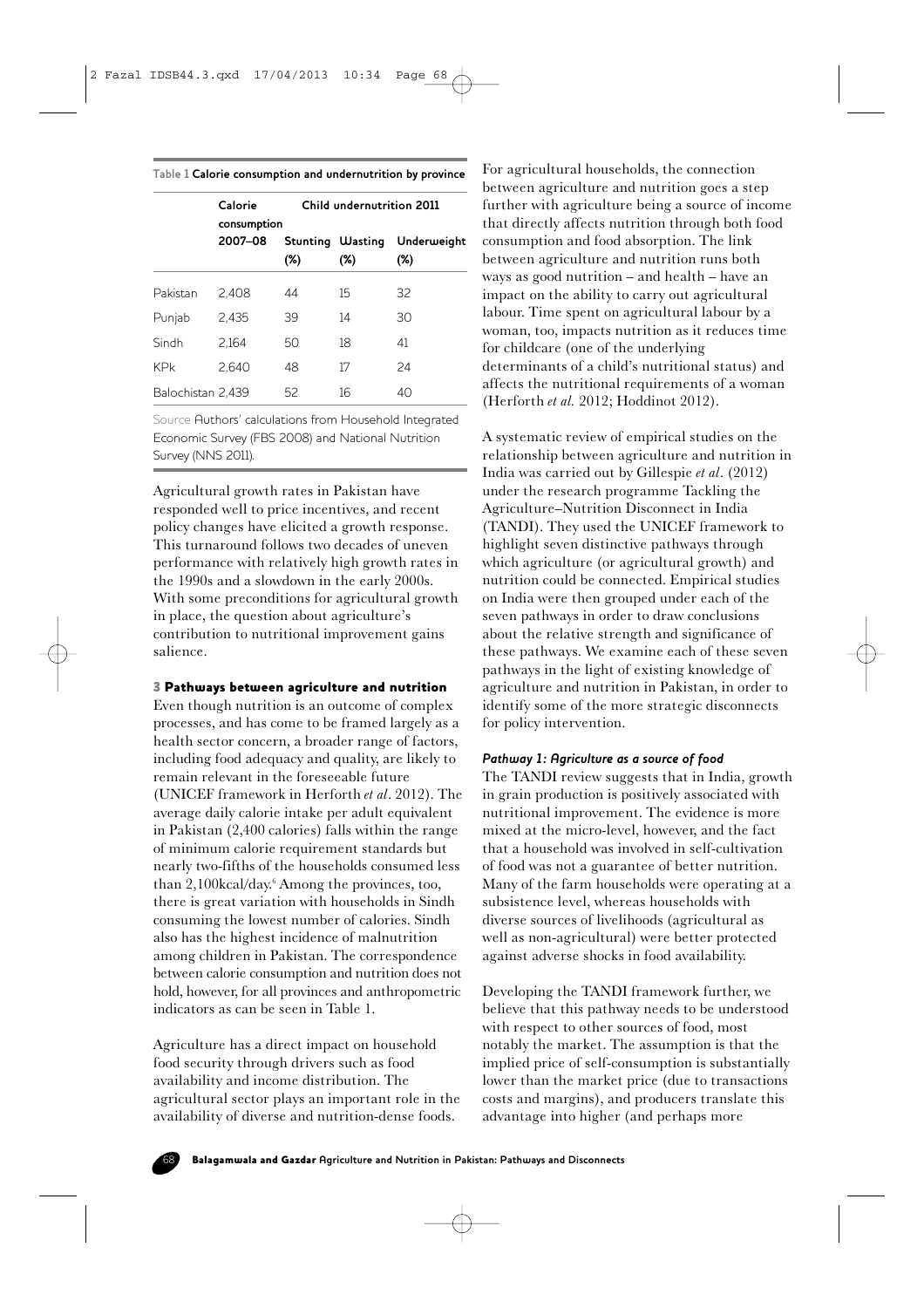**Table 1 Calorie consumption and undernutrition by province**

| | Calorie consumption | Child undernutrition 2011 | | |
|---|---|---|---|---|
| | 2007–08 | Stunting (%) | Wasting (%) | Underweight (%) |
| Pakistan | 2,408 | 44 | 15 | 32 |
| Punjab | 2,435 | 39 | 14 | 30 |
| Sindh | 2,164 | 50 | 18 | 41 |
| KPk | 2,640 | 48 | 17 | 24 |
| Balochistan | 2,439 | 52 | 16 | 40 |

Source Authors' calculations from Household Integrated Economic Survey (FBS 2008) and National Nutrition Survey (NNS 2011).

Agricultural growth rates in Pakistan have responded well to price incentives, and recent policy changes have elicited a growth response. This turnaround follows two decades of uneven performance with relatively high growth rates in the 1990s and a slowdown in the early 2000s. With some preconditions for agricultural growth in place, the question about agriculture's contribution to nutritional improvement gains salience.

## 3 Pathways between agriculture and nutrition

Even though nutrition is an outcome of complex processes, and has come to be framed largely as a health sector concern, a broader range of factors, including food adequacy and quality, are likely to remain relevant in the foreseeable future (UNICEF framework in Herforth *et al*. 2012). The average daily calorie intake per adult equivalent in Pakistan (2,400 calories) falls within the range of minimum calorie requirement standards but nearly two-fifths of the households consumed less than 2,100kcal/day.[6] Among the provinces, too, there is great variation with households in Sindh consuming the lowest number of calories. Sindh also has the highest incidence of malnutrition among children in Pakistan. The correspondence between calorie consumption and nutrition does not hold, however, for all provinces and anthropometric indicators as can be seen in Table 1.

Agriculture has a direct impact on household food security through drivers such as food availability and income distribution. The agricultural sector plays an important role in the availability of diverse and nutrition-dense foods. For agricultural households, the connection between agriculture and nutrition goes a step further with agriculture being a source of income that directly affects nutrition through both food consumption and food absorption. The link between agriculture and nutrition runs both ways as good nutrition – and health – have an impact on the ability to carry out agricultural labour. Time spent on agricultural labour by a woman, too, impacts nutrition as it reduces time for childcare (one of the underlying determinants of a child's nutritional status) and affects the nutritional requirements of a woman (Herforth *et al.* 2012; Hoddinot 2012).

A systematic review of empirical studies on the relationship between agriculture and nutrition in India was carried out by Gillespie *et al*. (2012) under the research programme Tackling the Agriculture–Nutrition Disconnect in India (TANDI). They used the UNICEF framework to highlight seven distinctive pathways through which agriculture (or agricultural growth) and nutrition could be connected. Empirical studies on India were then grouped under each of the seven pathways in order to draw conclusions about the relative strength and significance of these pathways. We examine each of these seven pathways in the light of existing knowledge of agriculture and nutrition in Pakistan, in order to identify some of the more strategic disconnects for policy intervention.

### *Pathway 1: Agriculture as a source of food*

The TANDI review suggests that in India, growth in grain production is positively associated with nutritional improvement. The evidence is more mixed at the micro-level, however, and the fact that a household was involved in self-cultivation of food was not a guarantee of better nutrition. Many of the farm households were operating at a subsistence level, whereas households with diverse sources of livelihoods (agricultural as well as non-agricultural) were better protected against adverse shocks in food availability.

Developing the TANDI framework further, we believe that this pathway needs to be understood with respect to other sources of food, most notably the market. The assumption is that the implied price of self-consumption is substantially lower than the market price (due to transactions costs and margins), and producers translate this advantage into higher (and perhaps more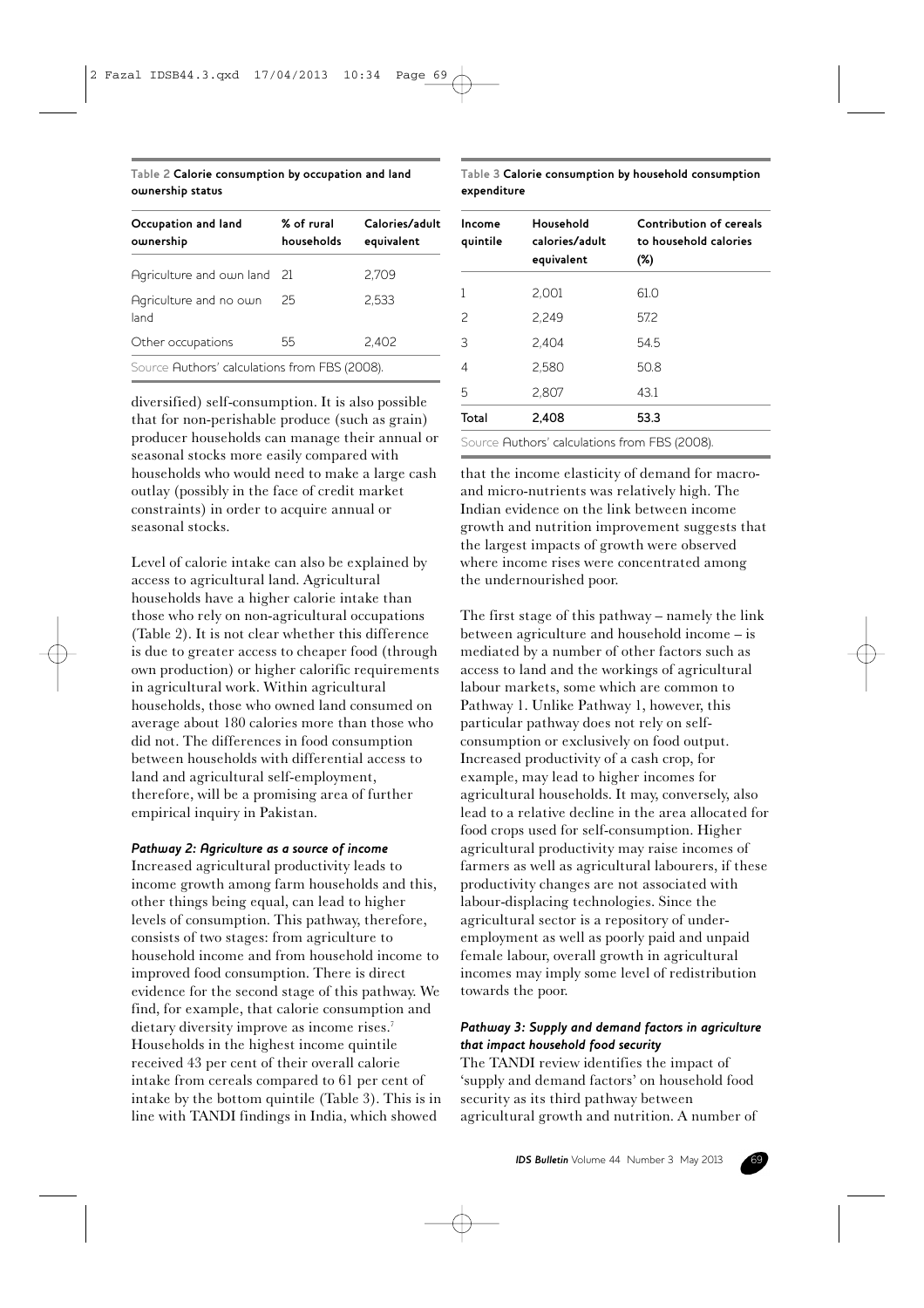Table 2 **Calorie consumption by occupation and land ownership status**

| Occupation and land ownership | % of rural households | Calories/adult equivalent |
|---|---|---|
| Agriculture and own land | 21 | 2,709 |
| Agriculture and no own land | 25 | 2,533 |
| Other occupations | 55 | 2,402 |

Source Authors' calculations from FBS (2008).

diversified) self-consumption. It is also possible that for non-perishable produce (such as grain) producer households can manage their annual or seasonal stocks more easily compared with households who would need to make a large cash outlay (possibly in the face of credit market constraints) in order to acquire annual or seasonal stocks.

Level of calorie intake can also be explained by access to agricultural land. Agricultural households have a higher calorie intake than those who rely on non-agricultural occupations (Table 2). It is not clear whether this difference is due to greater access to cheaper food (through own production) or higher calorific requirements in agricultural work. Within agricultural households, those who owned land consumed on average about 180 calories more than those who did not. The differences in food consumption between households with differential access to land and agricultural self-employment, therefore, will be a promising area of further empirical inquiry in Pakistan.

### *Pathway 2: Agriculture as a source of income*

Increased agricultural productivity leads to income growth among farm households and this, other things being equal, can lead to higher levels of consumption. This pathway, therefore, consists of two stages: from agriculture to household income and from household income to improved food consumption. There is direct evidence for the second stage of this pathway. We find, for example, that calorie consumption and dietary diversity improve as income rises.[7] Households in the highest income quintile received 43 per cent of their overall calorie intake from cereals compared to 61 per cent of intake by the bottom quintile (Table 3). This is in line with TANDI findings in India, which showed

Table 3 **Calorie consumption by household consumption expenditure**

| Income quintile | Household calories/adult equivalent | Contribution of cereals to household calories (%) |
|---|---|---|
| 1 | 2,001 | 61.0 |
| 2 | 2,249 | 57.2 |
| 3 | 2,404 | 54.5 |
| 4 | 2,580 | 50.8 |
| 5 | 2,807 | 43.1 |
| **Total** | **2,408** | **53.3** |

Source Authors' calculations from FBS (2008).

that the income elasticity of demand for macro- and micro-nutrients was relatively high. The Indian evidence on the link between income growth and nutrition improvement suggests that the largest impacts of growth were observed where income rises were concentrated among the undernourished poor.

The first stage of this pathway – namely the link between agriculture and household income – is mediated by a number of other factors such as access to land and the workings of agricultural labour markets, some which are common to Pathway 1. Unlike Pathway 1, however, this particular pathway does not rely on self-consumption or exclusively on food output. Increased productivity of a cash crop, for example, may lead to higher incomes for agricultural households. It may, conversely, also lead to a relative decline in the area allocated for food crops used for self-consumption. Higher agricultural productivity may raise incomes of farmers as well as agricultural labourers, if these productivity changes are not associated with labour-displacing technologies. Since the agricultural sector is a repository of under-employment as well as poorly paid and unpaid female labour, overall growth in agricultural incomes may imply some level of redistribution towards the poor.

### *Pathway 3: Supply and demand factors in agriculture that impact household food security*

The TANDI review identifies the impact of 'supply and demand factors' on household food security as its third pathway between agricultural growth and nutrition. A number of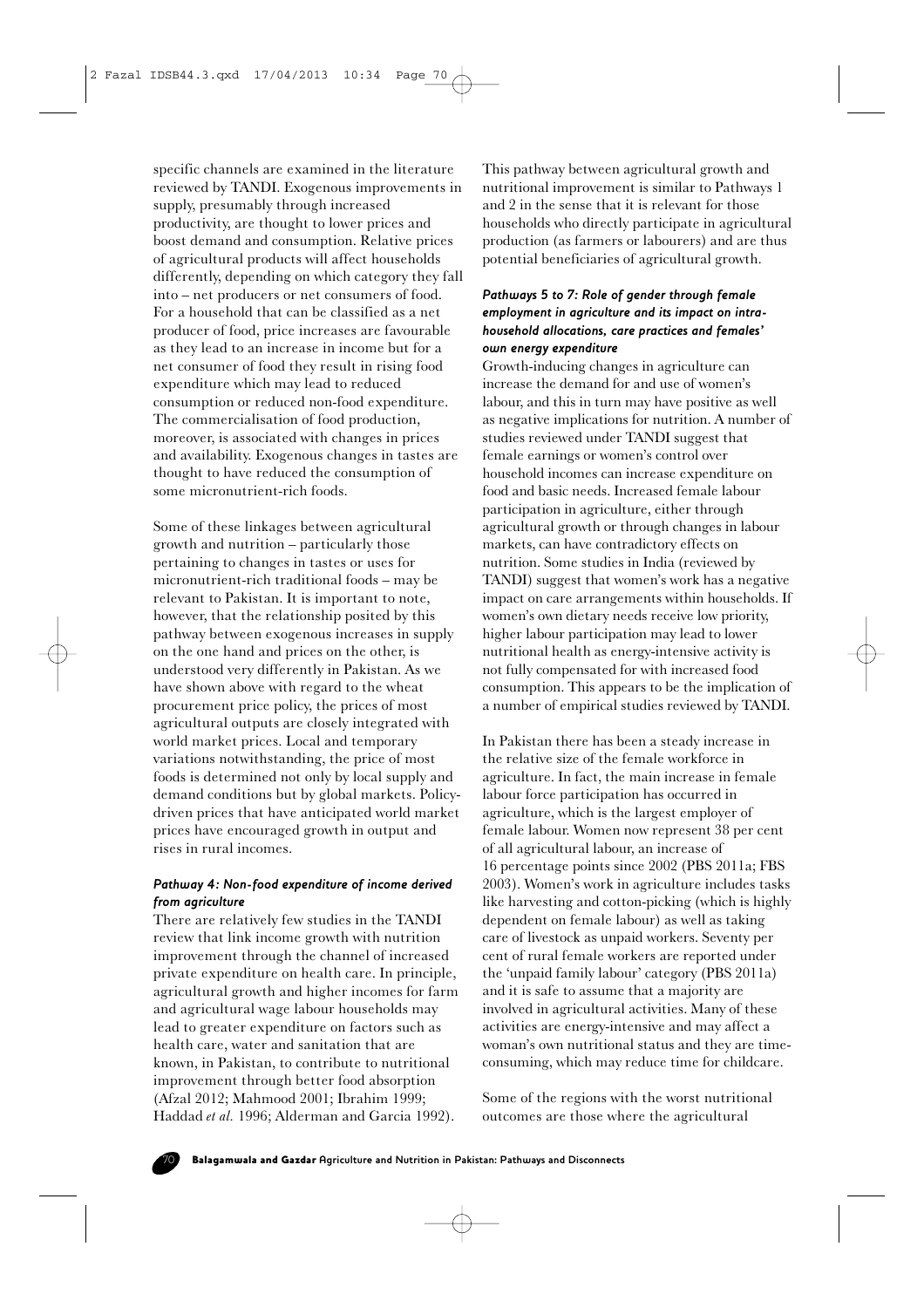specific channels are examined in the literature reviewed by TANDI. Exogenous improvements in supply, presumably through increased productivity, are thought to lower prices and boost demand and consumption. Relative prices of agricultural products will affect households differently, depending on which category they fall into – net producers or net consumers of food. For a household that can be classified as a net producer of food, price increases are favourable as they lead to an increase in income but for a net consumer of food they result in rising food expenditure which may lead to reduced consumption or reduced non-food expenditure. The commercialisation of food production, moreover, is associated with changes in prices and availability. Exogenous changes in tastes are thought to have reduced the consumption of some micronutrient-rich foods.

Some of these linkages between agricultural growth and nutrition – particularly those pertaining to changes in tastes or uses for micronutrient-rich traditional foods – may be relevant to Pakistan. It is important to note, however, that the relationship posited by this pathway between exogenous increases in supply on the one hand and prices on the other, is understood very differently in Pakistan. As we have shown above with regard to the wheat procurement price policy, the prices of most agricultural outputs are closely integrated with world market prices. Local and temporary variations notwithstanding, the price of most foods is determined not only by local supply and demand conditions but by global markets. Policy-driven prices that have anticipated world market prices have encouraged growth in output and rises in rural incomes.

#### *Pathway 4: Non-food expenditure of income derived from agriculture*

There are relatively few studies in the TANDI review that link income growth with nutrition improvement through the channel of increased private expenditure on health care. In principle, agricultural growth and higher incomes for farm and agricultural wage labour households may lead to greater expenditure on factors such as health care, water and sanitation that are known, in Pakistan, to contribute to nutritional improvement through better food absorption (Afzal 2012; Mahmood 2001; Ibrahim 1999; Haddad *et al.* 1996; Alderman and Garcia 1992). This pathway between agricultural growth and nutritional improvement is similar to Pathways 1 and 2 in the sense that it is relevant for those households who directly participate in agricultural production (as farmers or labourers) and are thus potential beneficiaries of agricultural growth.

#### *Pathways 5 to 7: Role of gender through female employment in agriculture and its impact on intra-household allocations, care practices and females' own energy expenditure*

Growth-inducing changes in agriculture can increase the demand for and use of women's labour, and this in turn may have positive as well as negative implications for nutrition. A number of studies reviewed under TANDI suggest that female earnings or women's control over household incomes can increase expenditure on food and basic needs. Increased female labour participation in agriculture, either through agricultural growth or through changes in labour markets, can have contradictory effects on nutrition. Some studies in India (reviewed by TANDI) suggest that women's work has a negative impact on care arrangements within households. If women's own dietary needs receive low priority, higher labour participation may lead to lower nutritional health as energy-intensive activity is not fully compensated for with increased food consumption. This appears to be the implication of a number of empirical studies reviewed by TANDI.

In Pakistan there has been a steady increase in the relative size of the female workforce in agriculture. In fact, the main increase in female labour force participation has occurred in agriculture, which is the largest employer of female labour. Women now represent 38 per cent of all agricultural labour, an increase of 16 percentage points since 2002 (PBS 2011a; FBS 2003). Women's work in agriculture includes tasks like harvesting and cotton-picking (which is highly dependent on female labour) as well as taking care of livestock as unpaid workers. Seventy per cent of rural female workers are reported under the 'unpaid family labour' category (PBS 2011a) and it is safe to assume that a majority are involved in agricultural activities. Many of these activities are energy-intensive and may affect a woman's own nutritional status and they are time-consuming, which may reduce time for childcare.

Some of the regions with the worst nutritional outcomes are those where the agricultural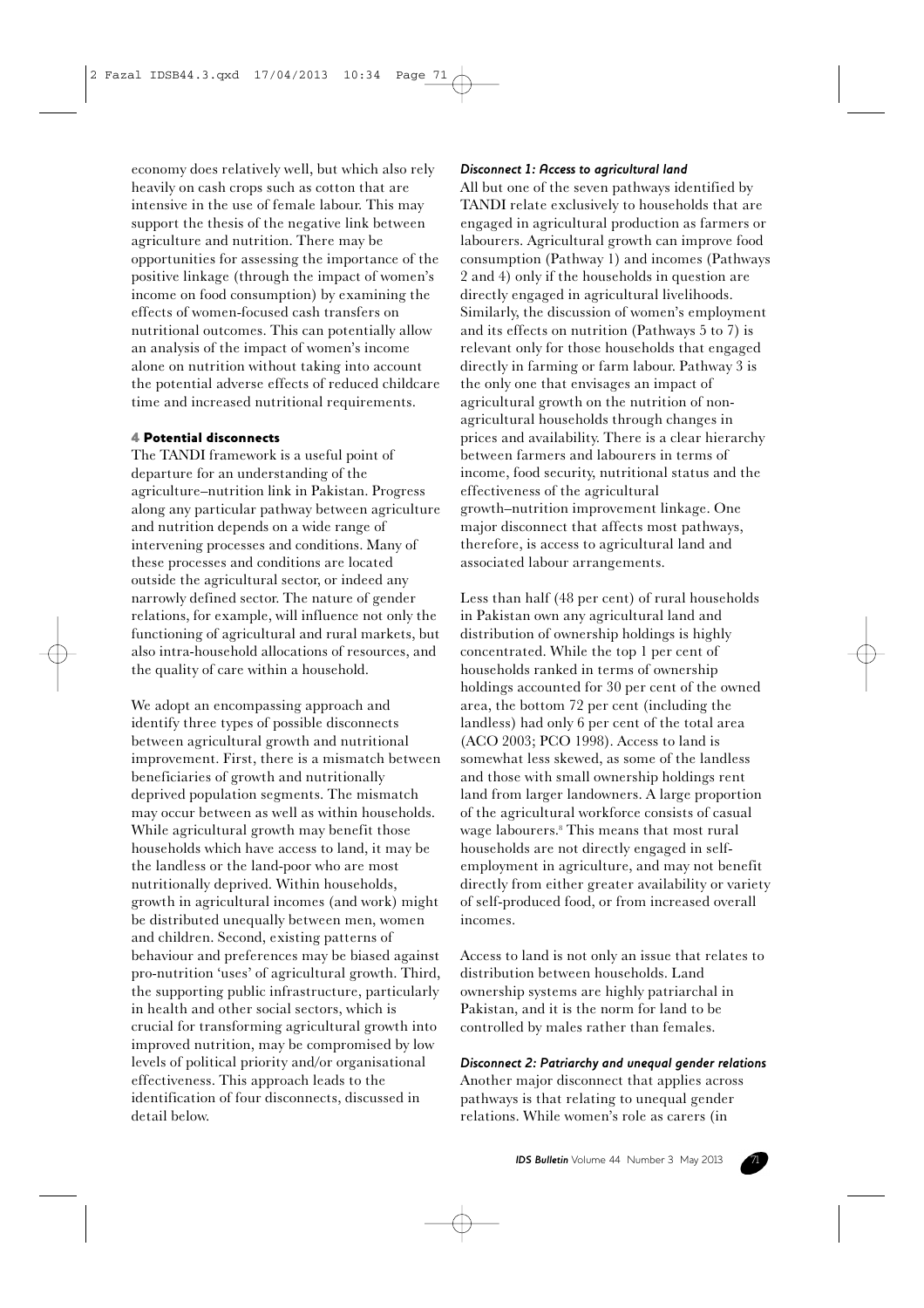economy does relatively well, but which also rely heavily on cash crops such as cotton that are intensive in the use of female labour. This may support the thesis of the negative link between agriculture and nutrition. There may be opportunities for assessing the importance of the positive linkage (through the impact of women's income on food consumption) by examining the effects of women-focused cash transfers on nutritional outcomes. This can potentially allow an analysis of the impact of women's income alone on nutrition without taking into account the potential adverse effects of reduced childcare time and increased nutritional requirements.

## 4 Potential disconnects

The TANDI framework is a useful point of departure for an understanding of the agriculture–nutrition link in Pakistan. Progress along any particular pathway between agriculture and nutrition depends on a wide range of intervening processes and conditions. Many of these processes and conditions are located outside the agricultural sector, or indeed any narrowly defined sector. The nature of gender relations, for example, will influence not only the functioning of agricultural and rural markets, but also intra-household allocations of resources, and the quality of care within a household.

We adopt an encompassing approach and identify three types of possible disconnects between agricultural growth and nutritional improvement. First, there is a mismatch between beneficiaries of growth and nutritionally deprived population segments. The mismatch may occur between as well as within households. While agricultural growth may benefit those households which have access to land, it may be the landless or the land-poor who are most nutritionally deprived. Within households, growth in agricultural incomes (and work) might be distributed unequally between men, women and children. Second, existing patterns of behaviour and preferences may be biased against pro-nutrition 'uses' of agricultural growth. Third, the supporting public infrastructure, particularly in health and other social sectors, which is crucial for transforming agricultural growth into improved nutrition, may be compromised by low levels of political priority and/or organisational effectiveness. This approach leads to the identification of four disconnects, discussed in detail below.

### *Disconnect 1: Access to agricultural land*

All but one of the seven pathways identified by TANDI relate exclusively to households that are engaged in agricultural production as farmers or labourers. Agricultural growth can improve food consumption (Pathway 1) and incomes (Pathways 2 and 4) only if the households in question are directly engaged in agricultural livelihoods. Similarly, the discussion of women's employment and its effects on nutrition (Pathways 5 to 7) is relevant only for those households that engaged directly in farming or farm labour. Pathway 3 is the only one that envisages an impact of agricultural growth on the nutrition of non-agricultural households through changes in prices and availability. There is a clear hierarchy between farmers and labourers in terms of income, food security, nutritional status and the effectiveness of the agricultural growth–nutrition improvement linkage. One major disconnect that affects most pathways, therefore, is access to agricultural land and associated labour arrangements.

Less than half (48 per cent) of rural households in Pakistan own any agricultural land and distribution of ownership holdings is highly concentrated. While the top 1 per cent of households ranked in terms of ownership holdings accounted for 30 per cent of the owned area, the bottom 72 per cent (including the landless) had only 6 per cent of the total area (ACO 2003; PCO 1998). Access to land is somewhat less skewed, as some of the landless and those with small ownership holdings rent land from larger landowners. A large proportion of the agricultural workforce consists of casual wage labourers.[8] This means that most rural households are not directly engaged in self-employment in agriculture, and may not benefit directly from either greater availability or variety of self-produced food, or from increased overall incomes.

Access to land is not only an issue that relates to distribution between households. Land ownership systems are highly patriarchal in Pakistan, and it is the norm for land to be controlled by males rather than females.

### *Disconnect 2: Patriarchy and unequal gender relations*

Another major disconnect that applies across pathways is that relating to unequal gender relations. While women's role as carers (in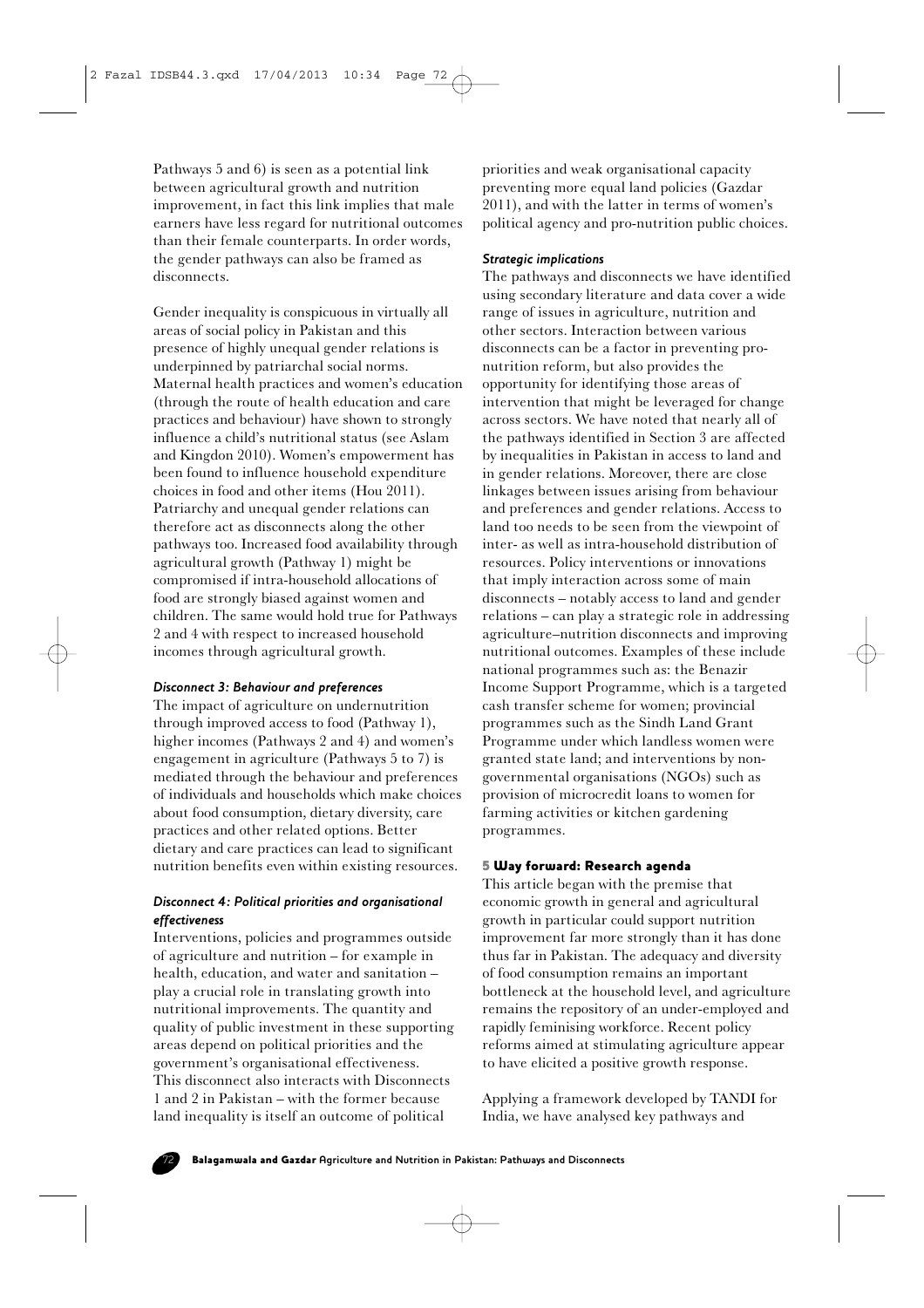Pathways 5 and 6) is seen as a potential link between agricultural growth and nutrition improvement, in fact this link implies that male earners have less regard for nutritional outcomes than their female counterparts. In order words, the gender pathways can also be framed as disconnects.

Gender inequality is conspicuous in virtually all areas of social policy in Pakistan and this presence of highly unequal gender relations is underpinned by patriarchal social norms. Maternal health practices and women's education (through the route of health education and care practices and behaviour) have shown to strongly influence a child's nutritional status (see Aslam and Kingdon 2010). Women's empowerment has been found to influence household expenditure choices in food and other items (Hou 2011). Patriarchy and unequal gender relations can therefore act as disconnects along the other pathways too. Increased food availability through agricultural growth (Pathway 1) might be compromised if intra-household allocations of food are strongly biased against women and children. The same would hold true for Pathways 2 and 4 with respect to increased household incomes through agricultural growth.

### *Disconnect 3: Behaviour and preferences*

The impact of agriculture on undernutrition through improved access to food (Pathway 1), higher incomes (Pathways 2 and 4) and women's engagement in agriculture (Pathways 5 to 7) is mediated through the behaviour and preferences of individuals and households which make choices about food consumption, dietary diversity, care practices and other related options. Better dietary and care practices can lead to significant nutrition benefits even within existing resources.

### *Disconnect 4: Political priorities and organisational effectiveness*

Interventions, policies and programmes outside of agriculture and nutrition – for example in health, education, and water and sanitation – play a crucial role in translating growth into nutritional improvements. The quantity and quality of public investment in these supporting areas depend on political priorities and the government's organisational effectiveness. This disconnect also interacts with Disconnects 1 and 2 in Pakistan – with the former because land inequality is itself an outcome of political priorities and weak organisational capacity preventing more equal land policies (Gazdar 2011), and with the latter in terms of women's political agency and pro-nutrition public choices.

### *Strategic implications*

The pathways and disconnects we have identified using secondary literature and data cover a wide range of issues in agriculture, nutrition and other sectors. Interaction between various disconnects can be a factor in preventing pro-nutrition reform, but also provides the opportunity for identifying those areas of intervention that might be leveraged for change across sectors. We have noted that nearly all of the pathways identified in Section 3 are affected by inequalities in Pakistan in access to land and in gender relations. Moreover, there are close linkages between issues arising from behaviour and preferences and gender relations. Access to land too needs to be seen from the viewpoint of inter- as well as intra-household distribution of resources. Policy interventions or innovations that imply interaction across some of main disconnects – notably access to land and gender relations – can play a strategic role in addressing agriculture–nutrition disconnects and improving nutritional outcomes. Examples of these include national programmes such as: the Benazir Income Support Programme, which is a targeted cash transfer scheme for women; provincial programmes such as the Sindh Land Grant Programme under which landless women were granted state land; and interventions by non-governmental organisations (NGOs) such as provision of microcredit loans to women for farming activities or kitchen gardening programmes.

## 5 Way forward: Research agenda

This article began with the premise that economic growth in general and agricultural growth in particular could support nutrition improvement far more strongly than it has done thus far in Pakistan. The adequacy and diversity of food consumption remains an important bottleneck at the household level, and agriculture remains the repository of an under-employed and rapidly feminising workforce. Recent policy reforms aimed at stimulating agriculture appear to have elicited a positive growth response.

Applying a framework developed by TANDI for India, we have analysed key pathways and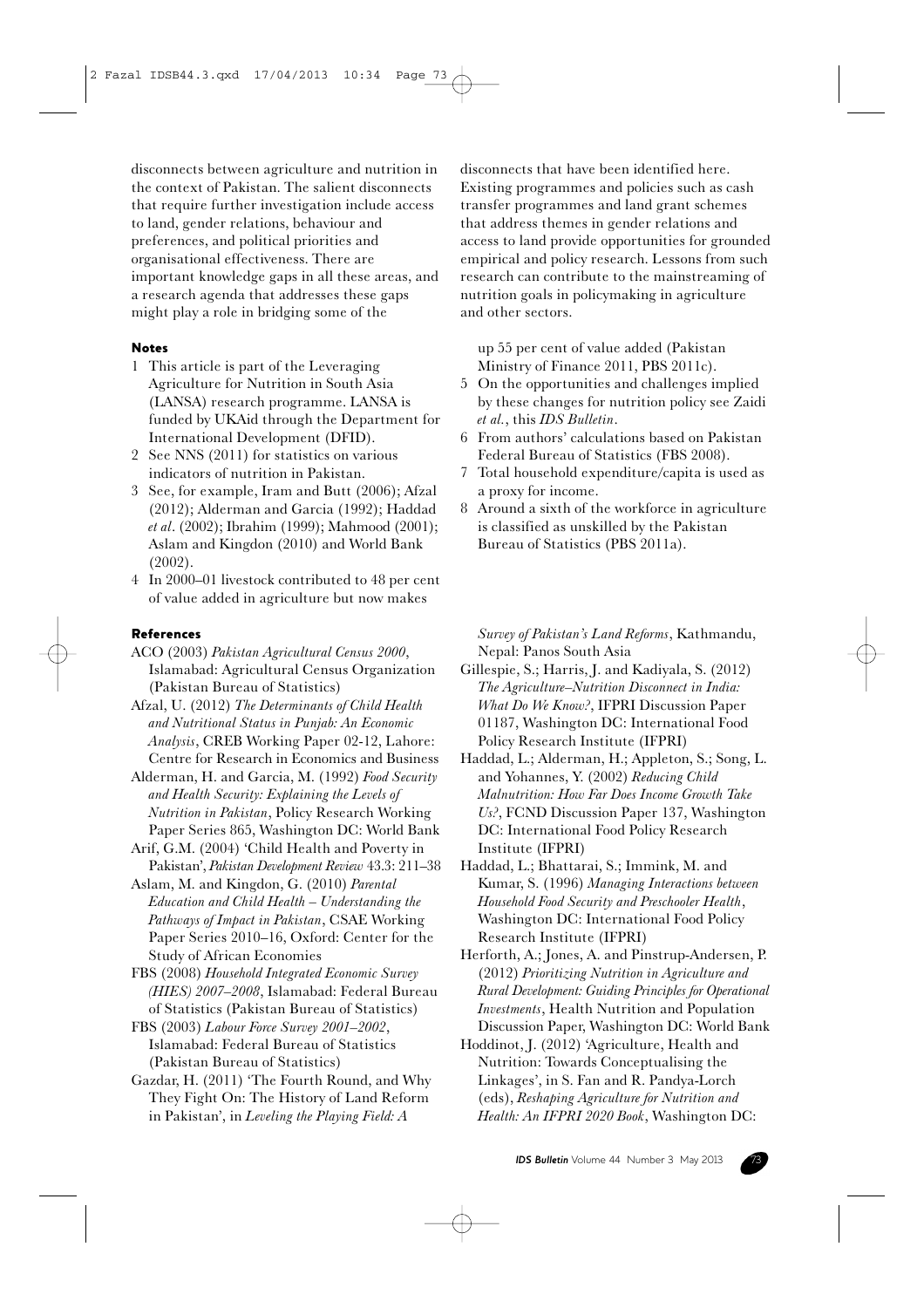disconnects between agriculture and nutrition in the context of Pakistan. The salient disconnects that require further investigation include access to land, gender relations, behaviour and preferences, and political priorities and organisational effectiveness. There are important knowledge gaps in all these areas, and a research agenda that addresses these gaps might play a role in bridging some of the disconnects that have been identified here. Existing programmes and policies such as cash transfer programmes and land grant schemes that address themes in gender relations and access to land provide opportunities for grounded empirical and policy research. Lessons from such research can contribute to the mainstreaming of nutrition goals in policymaking in agriculture and other sectors.

## Notes

1. This article is part of the Leveraging Agriculture for Nutrition in South Asia (LANSA) research programme. LANSA is funded by UKAid through the Department for International Development (DFID).
2. See NNS (2011) for statistics on various indicators of nutrition in Pakistan.
3. See, for example, Iram and Butt (2006); Afzal (2012); Alderman and Garcia (1992); Haddad *et al*. (2002); Ibrahim (1999); Mahmood (2001); Aslam and Kingdon (2010) and World Bank (2002).
4. In 2000–01 livestock contributed to 48 per cent of value added in agriculture but now makes up 55 per cent of value added (Pakistan Ministry of Finance 2011, PBS 2011c).
5. On the opportunities and challenges implied by these changes for nutrition policy see Zaidi *et al.*, this *IDS Bulletin*.
6. From authors' calculations based on Pakistan Federal Bureau of Statistics (FBS 2008).
7. Total household expenditure/capita is used as a proxy for income.
8. Around a sixth of the workforce in agriculture is classified as unskilled by the Pakistan Bureau of Statistics (PBS 2011a).

## References

ACO (2003) *Pakistan Agricultural Census 2000*, Islamabad: Agricultural Census Organization (Pakistan Bureau of Statistics)

Afzal, U. (2012) *The Determinants of Child Health and Nutritional Status in Punjab: An Economic Analysis*, CREB Working Paper 02-12, Lahore: Centre for Research in Economics and Business

Alderman, H. and Garcia, M. (1992) *Food Security and Health Security: Explaining the Levels of Nutrition in Pakistan*, Policy Research Working Paper Series 865, Washington DC: World Bank

Arif, G.M. (2004) 'Child Health and Poverty in Pakistan', *Pakistan Development Review* 43.3: 211–38

Aslam, M. and Kingdon, G. (2010) *Parental Education and Child Health – Understanding the Pathways of Impact in Pakistan*, CSAE Working Paper Series 2010–16, Oxford: Center for the Study of African Economies

FBS (2008) *Household Integrated Economic Survey (HIES) 2007–2008*, Islamabad: Federal Bureau of Statistics (Pakistan Bureau of Statistics)

FBS (2003) *Labour Force Survey 2001–2002*, Islamabad: Federal Bureau of Statistics (Pakistan Bureau of Statistics)

Gazdar, H. (2011) 'The Fourth Round, and Why They Fight On: The History of Land Reform in Pakistan', in *Leveling the Playing Field: A Survey of Pakistan's Land Reforms*, Kathmandu, Nepal: Panos South Asia

Gillespie, S.; Harris, J. and Kadiyala, S. (2012) *The Agriculture–Nutrition Disconnect in India: What Do We Know?*, IFPRI Discussion Paper 01187, Washington DC: International Food Policy Research Institute (IFPRI)

Haddad, L.; Alderman, H.; Appleton, S.; Song, L. and Yohannes, Y. (2002) *Reducing Child Malnutrition: How Far Does Income Growth Take Us?*, FCND Discussion Paper 137, Washington DC: International Food Policy Research Institute (IFPRI)

Haddad, L.; Bhattarai, S.; Immink, M. and Kumar, S. (1996) *Managing Interactions between Household Food Security and Preschooler Health*, Washington DC: International Food Policy Research Institute (IFPRI)

Herforth, A.; Jones, A. and Pinstrup-Andersen, P. (2012) *Prioritizing Nutrition in Agriculture and Rural Development: Guiding Principles for Operational Investments*, Health Nutrition and Population Discussion Paper, Washington DC: World Bank

Hoddinot, J. (2012) 'Agriculture, Health and Nutrition: Towards Conceptualising the Linkages', in S. Fan and R. Pandya-Lorch (eds), *Reshaping Agriculture for Nutrition and Health: An IFPRI 2020 Book*, Washington DC: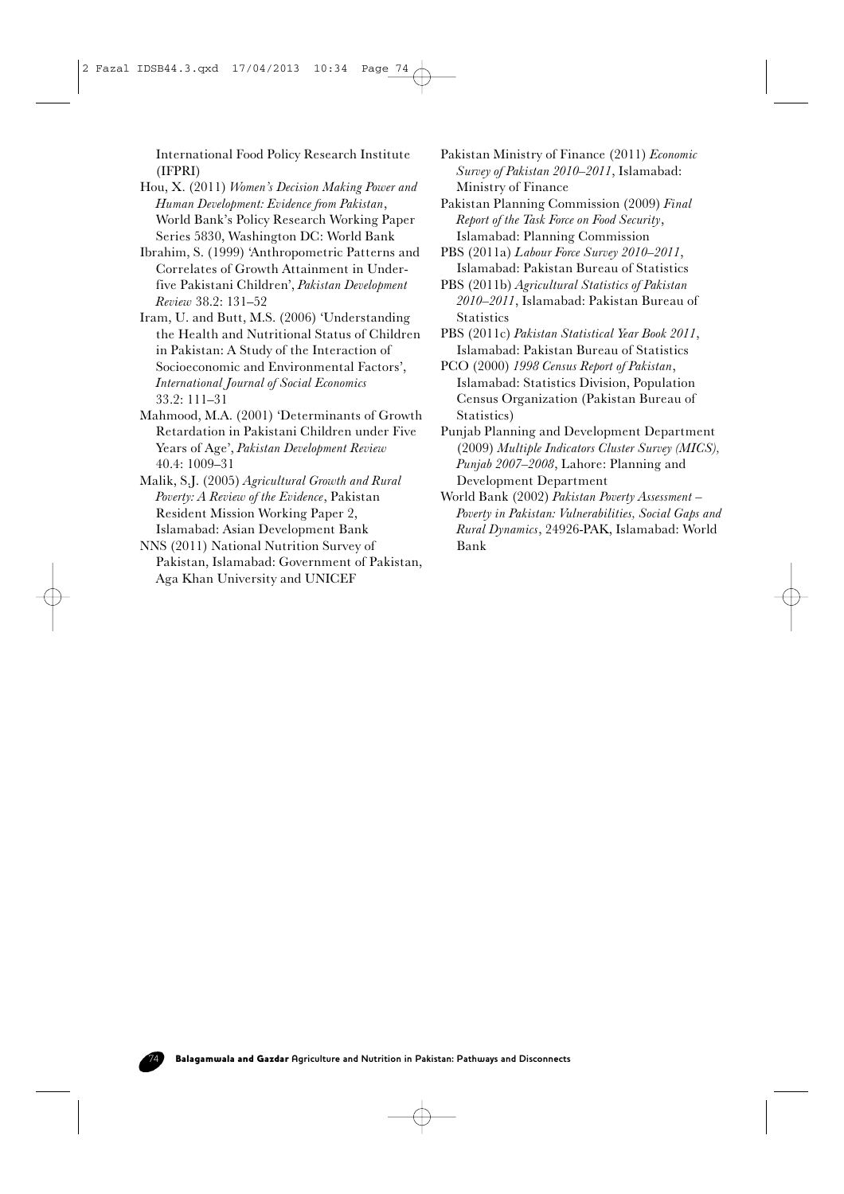International Food Policy Research Institute (IFPRI)

Hou, X. (2011) *Women's Decision Making Power and Human Development: Evidence from Pakistan*, World Bank's Policy Research Working Paper Series 5830, Washington DC: World Bank

Ibrahim, S. (1999) 'Anthropometric Patterns and Correlates of Growth Attainment in Under-five Pakistani Children', *Pakistan Development Review* 38.2: 131–52

Iram, U. and Butt, M.S. (2006) 'Understanding the Health and Nutritional Status of Children in Pakistan: A Study of the Interaction of Socioeconomic and Environmental Factors', *International Journal of Social Economics* 33.2: 111–31

Mahmood, M.A. (2001) 'Determinants of Growth Retardation in Pakistani Children under Five Years of Age', *Pakistan Development Review* 40.4: 1009–31

Malik, S.J. (2005) *Agricultural Growth and Rural Poverty: A Review of the Evidence*, Pakistan Resident Mission Working Paper 2, Islamabad: Asian Development Bank

NNS (2011) National Nutrition Survey of Pakistan, Islamabad: Government of Pakistan, Aga Khan University and UNICEF

Pakistan Ministry of Finance (2011) *Economic Survey of Pakistan 2010–2011*, Islamabad: Ministry of Finance

Pakistan Planning Commission (2009) *Final Report of the Task Force on Food Security*, Islamabad: Planning Commission

PBS (2011a) *Labour Force Survey 2010–2011*, Islamabad: Pakistan Bureau of Statistics

PBS (2011b) *Agricultural Statistics of Pakistan 2010–2011*, Islamabad: Pakistan Bureau of Statistics

PBS (2011c) *Pakistan Statistical Year Book 2011*, Islamabad: Pakistan Bureau of Statistics

PCO (2000) *1998 Census Report of Pakistan*, Islamabad: Statistics Division, Population Census Organization (Pakistan Bureau of Statistics)

Punjab Planning and Development Department (2009) *Multiple Indicators Cluster Survey (MICS), Punjab 2007–2008*, Lahore: Planning and Development Department

World Bank (2002) *Pakistan Poverty Assessment – Poverty in Pakistan: Vulnerabilities, Social Gaps and Rural Dynamics*, 24926-PAK, Islamabad: World Bank